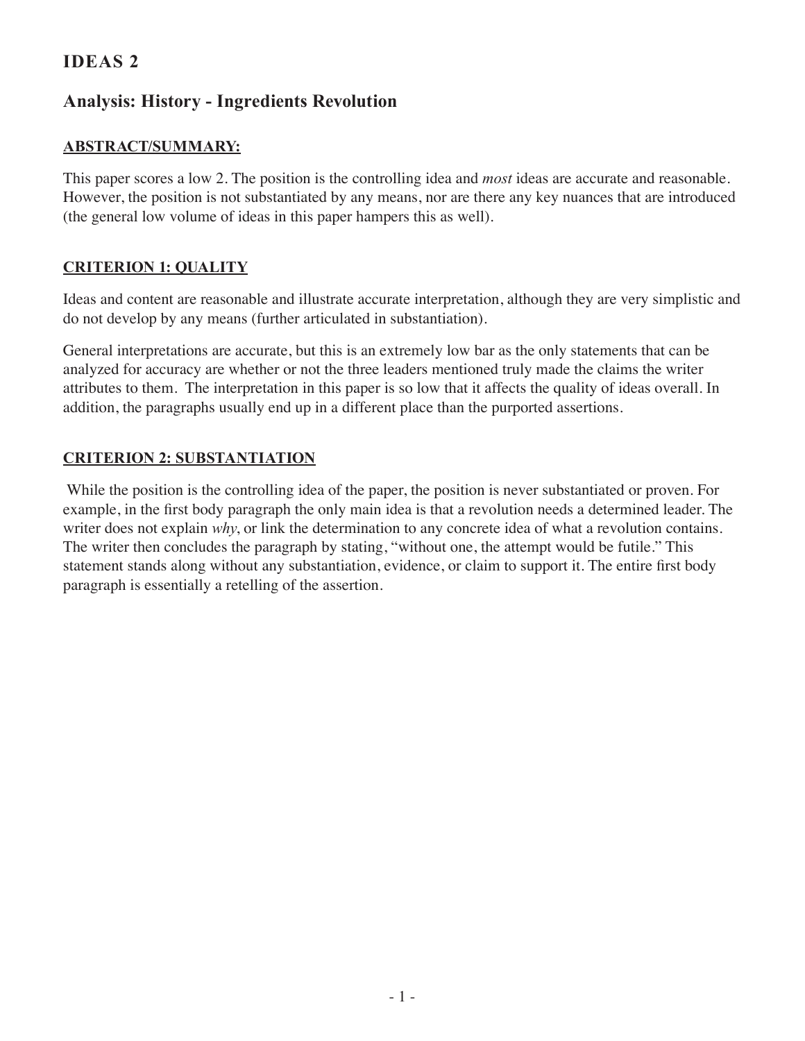# IDEAS 2

## Analysis: History - Ingredients Revolution

### ABSTRACT/SUMMARY:

This paper scores a low 2. The position is the controlling idea and *most* ideas are accurate and reasonable. However, the position is not substantiated by any means, nor are there any key nuances that are introduced (the general low volume of ideas in this paper hampers this as well).

### CRITERION 1: QUALITY

Ideas and content are reasonable and illustrate accurate interpretation, although they are very simplistic and do not develop by any means (further articulated in substantiation).

General interpretations are accurate, but this is an extremely low bar as the only statements that can be analyzed for accuracy are whether or not the three leaders mentioned truly made the claims the writer attributes to them. The interpretation in this paper is so low that it affects the quality of ideas overall. In addition, the paragraphs usually end up in a different place than the purported assertions.

### CRITERION 2: SUBSTANTIATION

While the position is the controlling idea of the paper, the position is never substantiated or proven. For example, in the first body paragraph the only main idea is that a revolution needs a determined leader. The writer does not explain *why*, or link the determination to any concrete idea of what a revolution contains. The writer then concludes the paragraph by stating, "without one, the attempt would be futile." This statement stands along without any substantiation, evidence, or claim to support it. The entire first body paragraph is essentially a retelling of the assertion.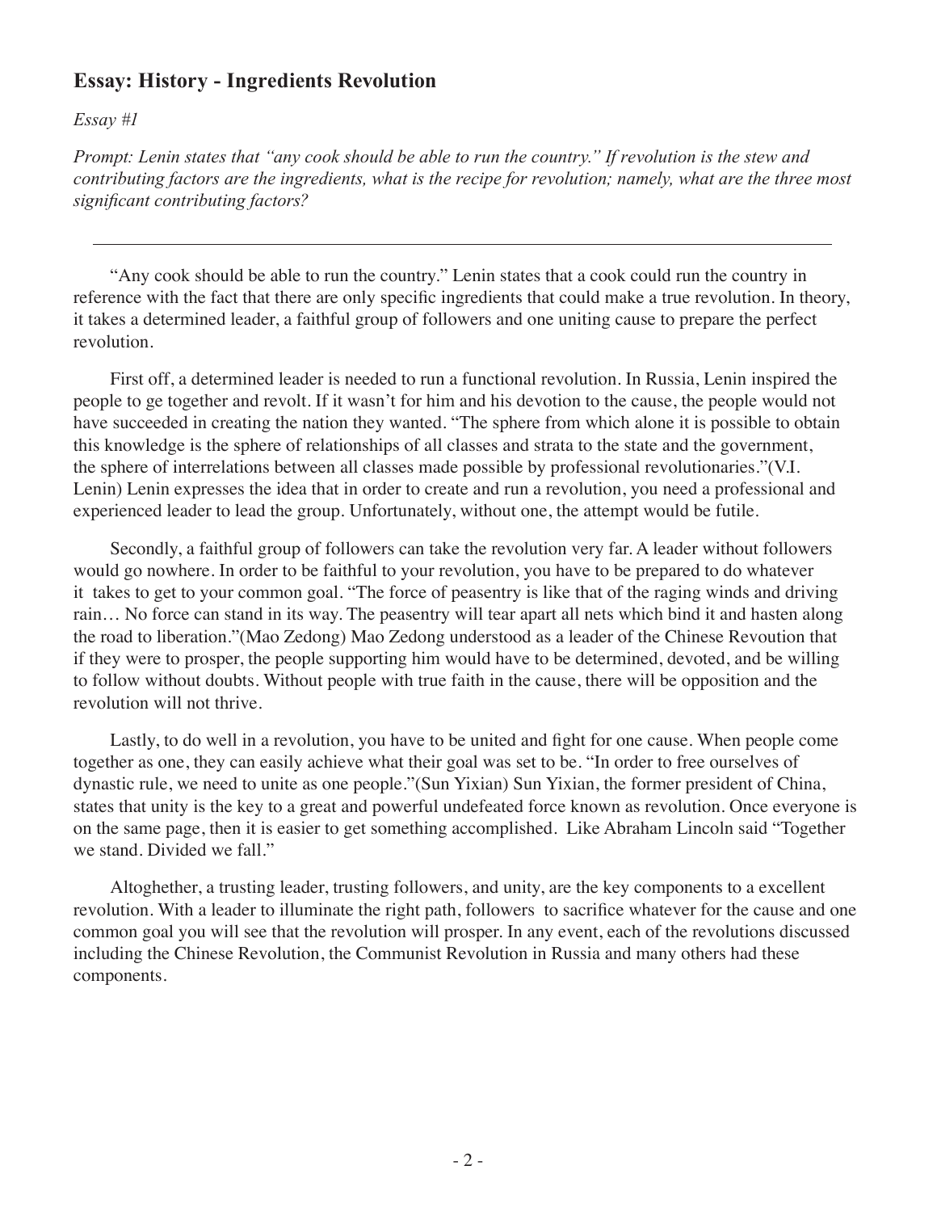## Essay: History - Ingredients Revolution

*Essay #1*

*Prompt: Lenin states that "any cook should be able to run the country." If revolution is the stew and contributing factors are the ingredients, what is the recipe for revolution; namely, what are the three most significant contributing factors?*

---

"Any cook should be able to run the country." Lenin states that a cook could run the country in reference with the fact that there are only specific ingredients that could make a true revolution. In theory, it takes a determined leader, a faithful group of followers and one uniting cause to prepare the perfect revolution.

First off, a determined leader is needed to run a functional revolution. In Russia, Lenin inspired the people to ge together and revolt. If it wasn't for him and his devotion to the cause, the people would not have succeeded in creating the nation they wanted. "The sphere from which alone it is possible to obtain this knowledge is the sphere of relationships of all classes and strata to the state and the government, the sphere of interrelations between all classes made possible by professional revolutionaries."(V.I. Lenin) Lenin expresses the idea that in order to create and run a revolution, you need a professional and experienced leader to lead the group. Unfortunately, without one, the attempt would be futile.

Secondly, a faithful group of followers can take the revolution very far. A leader without followers would go nowhere. In order to be faithful to your revolution, you have to be prepared to do whatever it takes to get to your common goal. "The force of peasentry is like that of the raging winds and driving rain… No force can stand in its way. The peasentry will tear apart all nets which bind it and hasten along the road to liberation."(Mao Zedong) Mao Zedong understood as a leader of the Chinese Revoution that if they were to prosper, the people supporting him would have to be determined, devoted, and be willing to follow without doubts. Without people with true faith in the cause, there will be opposition and the revolution will not thrive.

Lastly, to do well in a revolution, you have to be united and fight for one cause. When people come together as one, they can easily achieve what their goal was set to be. "In order to free ourselves of dynastic rule, we need to unite as one people."(Sun Yixian) Sun Yixian, the former president of China, states that unity is the key to a great and powerful undefeated force known as revolution. Once everyone is on the same page, then it is easier to get something accomplished. Like Abraham Lincoln said "Together we stand. Divided we fall."

Altoghether, a trusting leader, trusting followers, and unity, are the key components to a excellent revolution. With a leader to illuminate the right path, followers to sacrifice whatever for the cause and one common goal you will see that the revolution will prosper. In any event, each of the revolutions discussed including the Chinese Revolution, the Communist Revolution in Russia and many others had these components.